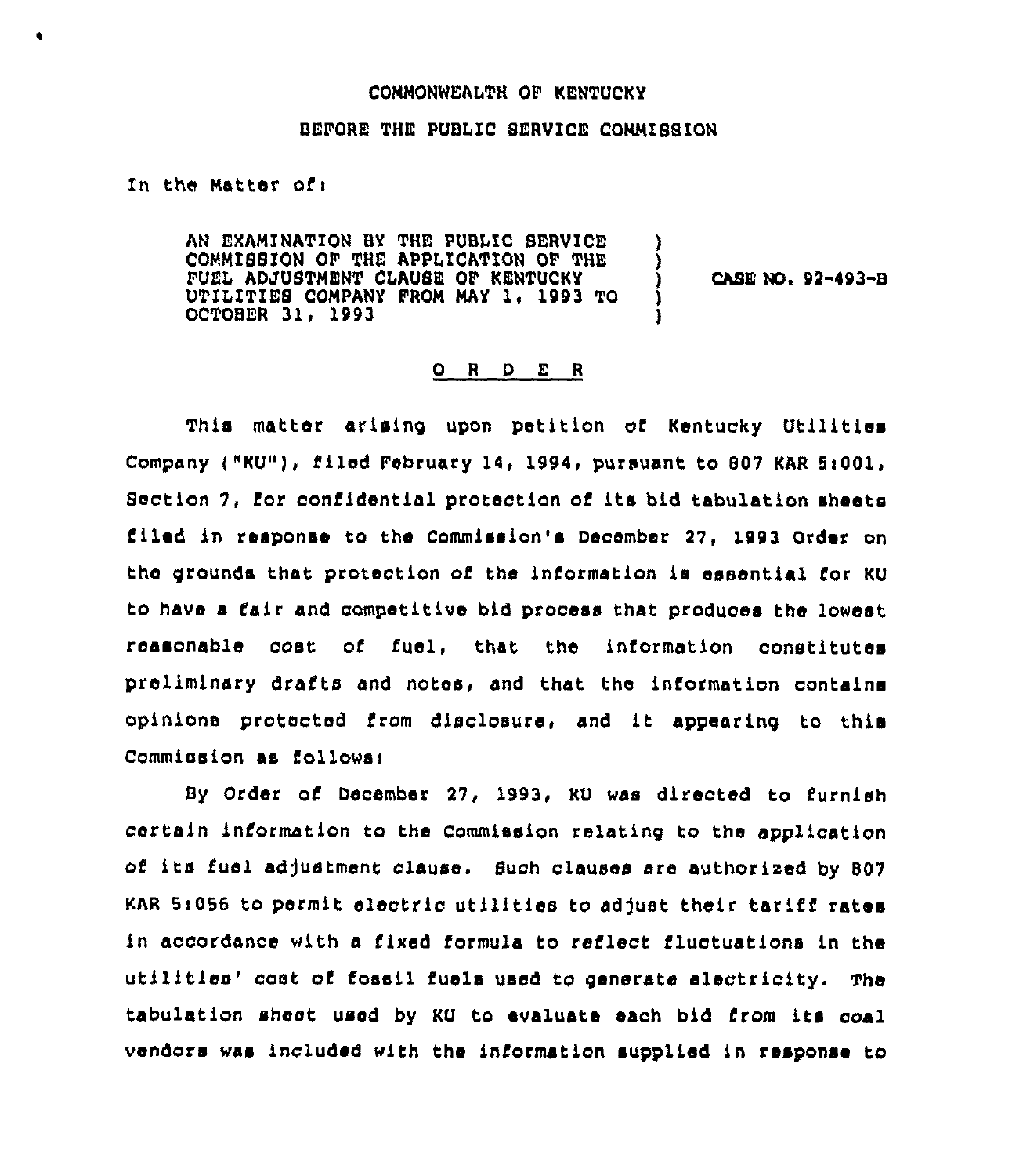COMMONWEALTH OF KENTUCKY

BEFORE THE PUBLIC SERVICE COMMISSION

In the Matter of:

| | | |
|---|---|---|
| AN EXAMINATION BY THE PUBLIC SERVICE COMMISSION OF THE APPLICATION OF THE FUEL ADJUSTMENT CLAUSE OF KENTUCKY UTILITIES COMPANY FROM MAY 1, 1993 TO OCTOBER 31, 1993 | ) ) ) ) ) | CASE NO. 92-493-B |

## O R D E R

This matter arising upon petition of Kentucky Utilities Company ("KU"), filed February 14, 1994, pursuant to 807 KAR 5:001, Section 7, for confidential protection of its bid tabulation sheets filed in response to the Commission's December 27, 1993 Order on the grounds that protection of the information is essential for KU to have a fair and competitive bid process that produces the lowest reasonable cost of fuel, that the information constitutes preliminary drafts and notes, and that the information contains opinions protected from disclosure, and it appearing to this Commission as follows:

By Order of December 27, 1993, KU was directed to furnish certain information to the Commission relating to the application of its fuel adjustment clause. Such clauses are authorized by 807 KAR 5:056 to permit electric utilities to adjust their tariff rates in accordance with a fixed formula to reflect fluctuations in the utilities' cost of fossil fuels used to generate electricity. The tabulation sheet used by KU to evaluate each bid from its coal vendors was included with the information supplied in response to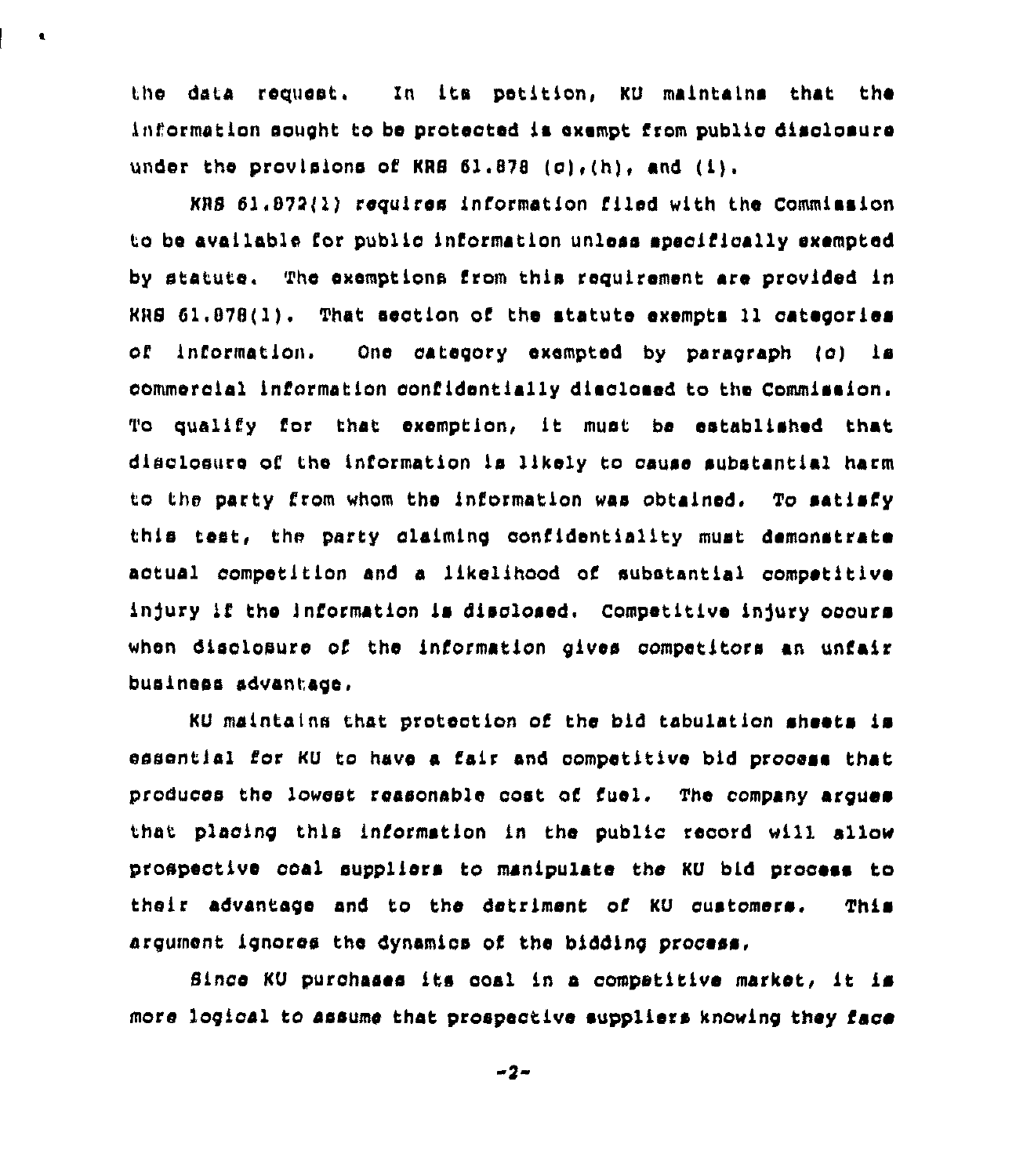the data request. In its petition, KU maintains that the information sought to be protected is exempt from public disclosure under the provisions of KRS 61.878 (c),(h), and (i).

KRS 61.872(1) requires information filed with the Commission to be available for public information unless specifically exempted by statute. The exemptions from this requirement are provided in KRS 61.878(1). That section of the statute exempts 11 categories of information. One category exempted by paragraph (c) is commercial information confidentially disclosed to the Commission. To qualify for that exemption, it must be established that disclosure of the information is likely to cause substantial harm to the party from whom the information was obtained. To satisfy this test, the party claiming confidentiality must demonstrate actual competition and a likelihood of substantial competitive injury if the information is disclosed. Competitive injury occurs when disclosure of the information gives competitors an unfair business advantage.

KU maintains that protection of the bid tabulation sheets is essential for KU to have a fair and competitive bid process that produces the lowest reasonable cost of fuel. The company argues that placing this information in the public record will allow prospective coal suppliers to manipulate the KU bid process to their advantage and to the detriment of KU customers. This argument ignores the dynamics of the bidding process.

Since KU purchases its coal in a competitive market, it is more logical to assume that prospective suppliers knowing they face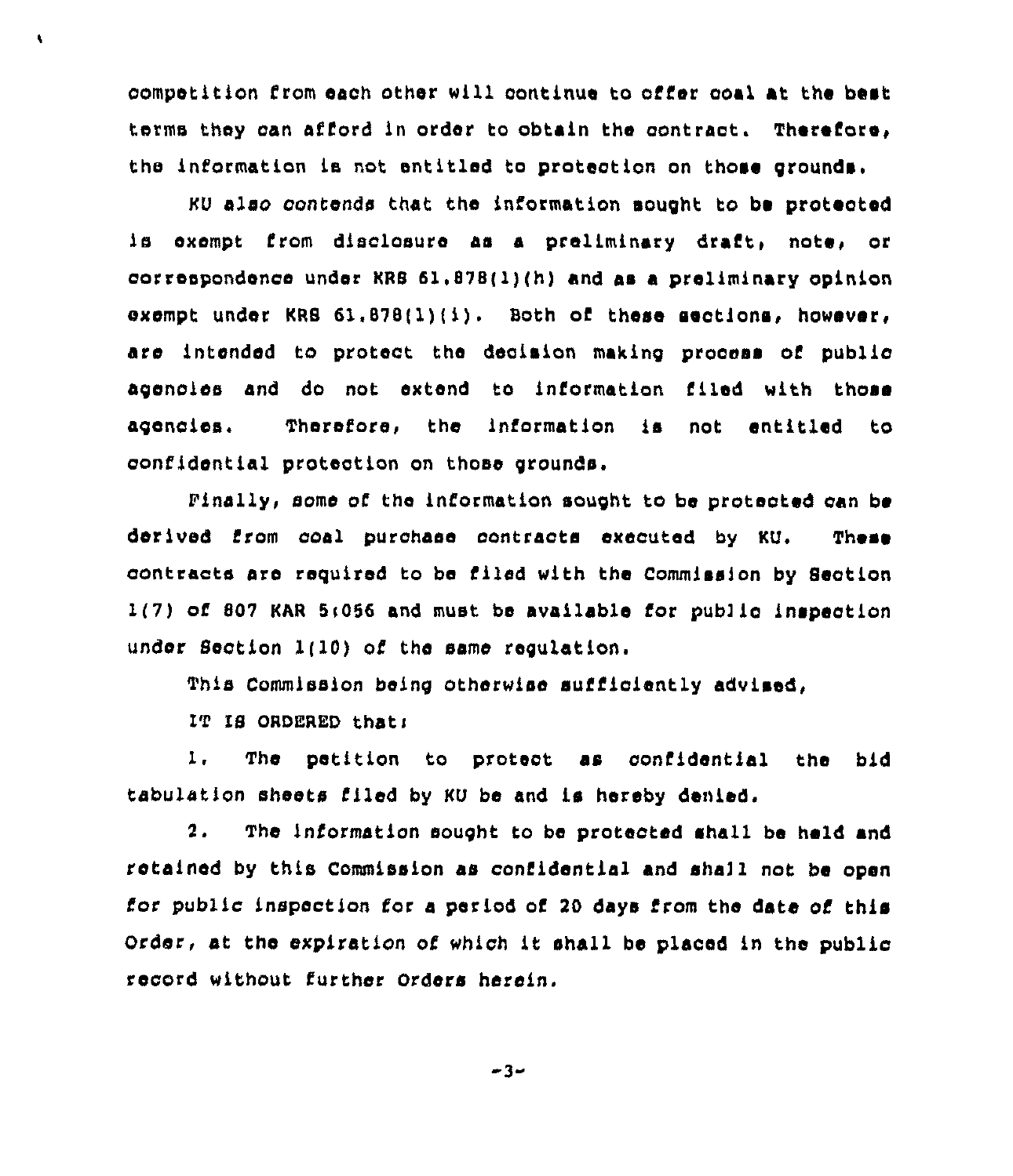competition from each other will continue to offer coal at the best terms they can afford in order to obtain the contract. Therefore, the information is not entitled to protection on those grounds.

KU also contends that the information sought to be protected is exempt from disclosure as a preliminary draft, note, or correspondence under KRS 61.878(1)(h) and as a preliminary opinion exempt under KRS 61.878(1)(i). Both of these sections, however, are intended to protect the decision making process of public agencies and do not extend to information filed with those agencies. Therefore, the information is not entitled to confidential protection on those grounds.

Finally, some of the information sought to be protected can be derived from coal purchase contracts executed by KU. These contracts are required to be filed with the Commission by Section 1(7) of 807 KAR 5:056 and must be available for public inspection under Section 1(10) of the same regulation.

This Commission being otherwise sufficiently advised,

IT IS ORDERED that:

1. The petition to protect as confidential the bid tabulation sheets filed by KU be and is hereby denied.

2. The information sought to be protected shall be held and retained by this Commission as confidential and shall not be open for public inspection for a period of 20 days from the date of this Order, at the expiration of which it shall be placed in the public record without further Orders herein.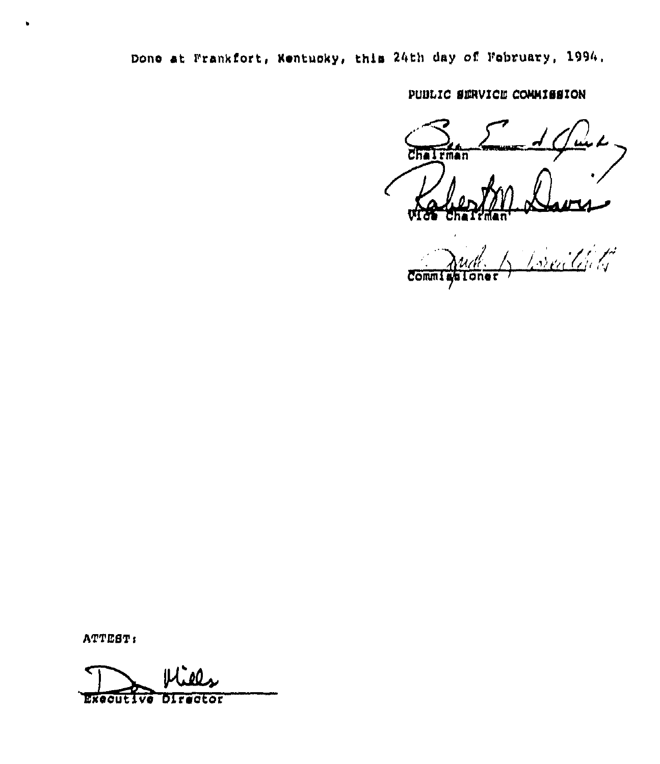Done at Frankfort, Kentucky, this 24th day of February, 1994.

PUBLIC SERVICE COMMISSION

Chairman

Vice Chairman

Commissioner

ATTEST:

Executive Director